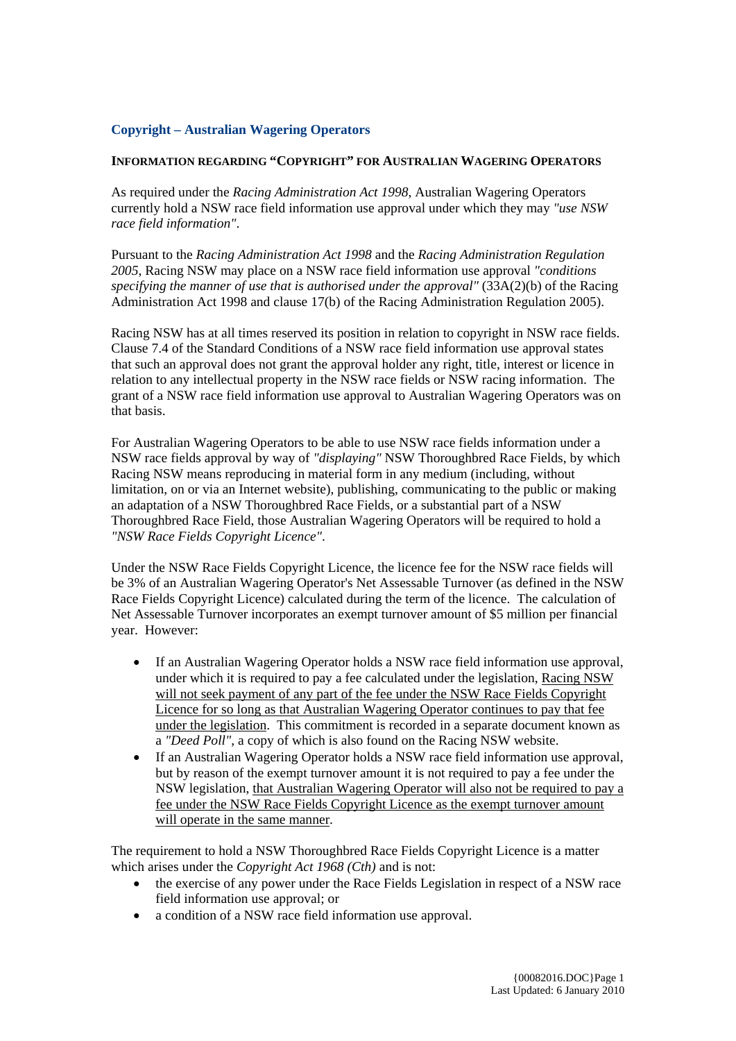## Copyright – Australian Wagering Operators

### INFORMATION REGARDING "COPYRIGHT" FOR AUSTRALIAN WAGERING OPERATORS

As required under the *Racing Administration Act 1998*, Australian Wagering Operators currently hold a NSW race field information use approval under which they may *"use NSW race field information"*.

Pursuant to the *Racing Administration Act 1998* and the *Racing Administration Regulation 2005*, Racing NSW may place on a NSW race field information use approval *"conditions specifying the manner of use that is authorised under the approval"* (33A(2)(b) of the Racing Administration Act 1998 and clause 17(b) of the Racing Administration Regulation 2005).

Racing NSW has at all times reserved its position in relation to copyright in NSW race fields. Clause 7.4 of the Standard Conditions of a NSW race field information use approval states that such an approval does not grant the approval holder any right, title, interest or licence in relation to any intellectual property in the NSW race fields or NSW racing information. The grant of a NSW race field information use approval to Australian Wagering Operators was on that basis.

For Australian Wagering Operators to be able to use NSW race fields information under a NSW race fields approval by way of *"displaying"* NSW Thoroughbred Race Fields, by which Racing NSW means reproducing in material form in any medium (including, without limitation, on or via an Internet website), publishing, communicating to the public or making an adaptation of a NSW Thoroughbred Race Fields, or a substantial part of a NSW Thoroughbred Race Field, those Australian Wagering Operators will be required to hold a *"NSW Race Fields Copyright Licence"*.

Under the NSW Race Fields Copyright Licence, the licence fee for the NSW race fields will be 3% of an Australian Wagering Operator's Net Assessable Turnover (as defined in the NSW Race Fields Copyright Licence) calculated during the term of the licence. The calculation of Net Assessable Turnover incorporates an exempt turnover amount of $5 million per financial year. However:

- If an Australian Wagering Operator holds a NSW race field information use approval, under which it is required to pay a fee calculated under the legislation, <u>Racing NSW will not seek payment of any part of the fee under the NSW Race Fields Copyright Licence for so long as that Australian Wagering Operator continues to pay that fee under the legislation</u>. This commitment is recorded in a separate document known as a *"Deed Poll"*, a copy of which is also found on the Racing NSW website.
- If an Australian Wagering Operator holds a NSW race field information use approval, but by reason of the exempt turnover amount it is not required to pay a fee under the NSW legislation, <u>that Australian Wagering Operator will also not be required to pay a fee under the NSW Race Fields Copyright Licence as the exempt turnover amount will operate in the same manner</u>.

The requirement to hold a NSW Thoroughbred Race Fields Copyright Licence is a matter which arises under the *Copyright Act 1968 (Cth)* and is not:

- the exercise of any power under the Race Fields Legislation in respect of a NSW race field information use approval; or
- a condition of a NSW race field information use approval.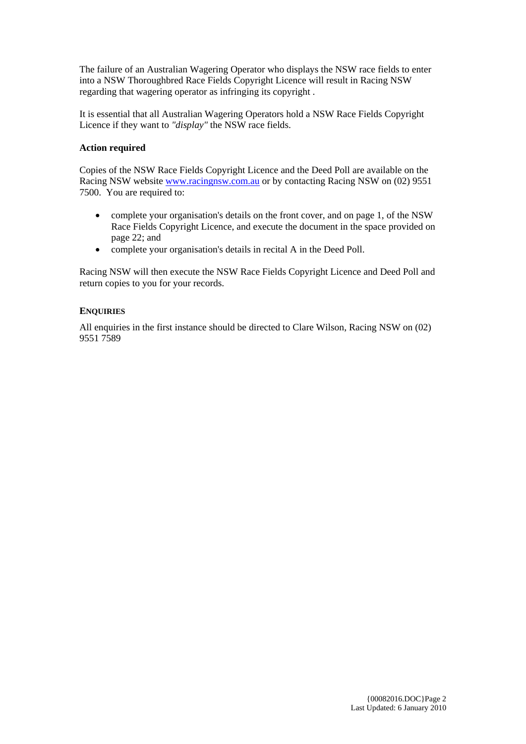The failure of an Australian Wagering Operator who displays the NSW race fields to enter into a NSW Thoroughbred Race Fields Copyright Licence will result in Racing NSW regarding that wagering operator as infringing its copyright .

It is essential that all Australian Wagering Operators hold a NSW Race Fields Copyright Licence if they want to *"display"* the NSW race fields.

**Action required**

Copies of the NSW Race Fields Copyright Licence and the Deed Poll are available on the Racing NSW website [www.racingnsw.com.au](http://www.racingnsw.com.au) or by contacting Racing NSW on (02) 9551 7500. You are required to:

- complete your organisation's details on the front cover, and on page 1, of the NSW Race Fields Copyright Licence, and execute the document in the space provided on page 22; and
- complete your organisation's details in recital A in the Deed Poll.

Racing NSW will then execute the NSW Race Fields Copyright Licence and Deed Poll and return copies to you for your records.

**ENQUIRIES**

All enquiries in the first instance should be directed to Clare Wilson, Racing NSW on (02) 9551 7589